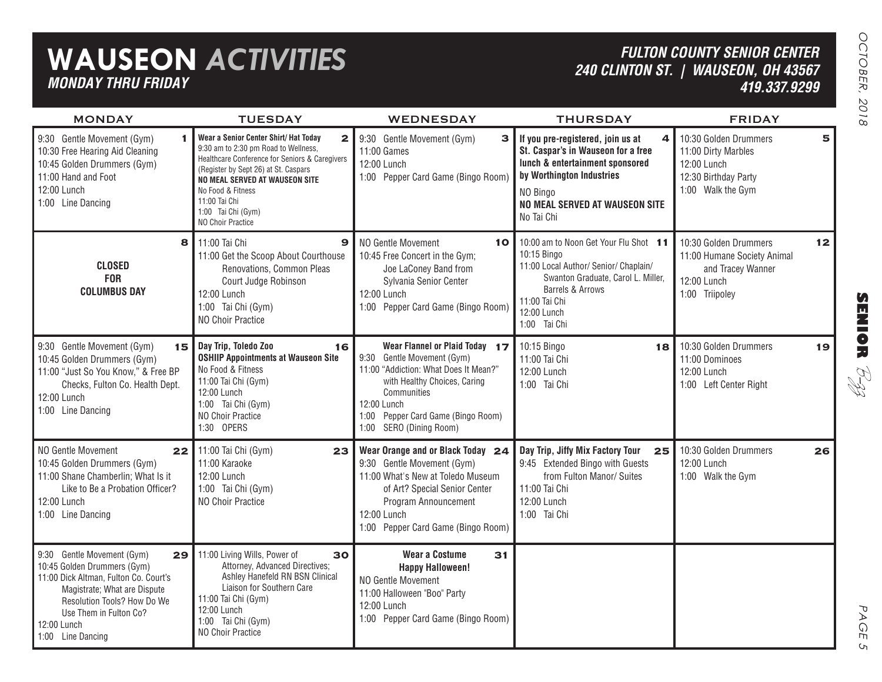# WAUSEON *ACTIVITIES*

***MONDAY THRU FRIDAY***

***FULTON COUNTY SENIOR CENTER***
***240 CLINTON ST. | WAUSEON, OH 43567***
***419.337.9299***

*OCTOBER, 2018*

| MONDAY | TUESDAY | WEDNESDAY | THURSDAY | FRIDAY |
|---|---|---|---|---|
| **1**<br>9:30 Gentle Movement (Gym)<br>10:30 Free Hearing Aid Cleaning<br>10:45 Golden Drummers (Gym)<br>11:00 Hand and Foot<br>12:00 Lunch<br>1:00 Line Dancing | **2**<br>**Wear a Senior Center Shirt/ Hat Today**<br>9:30 am to 2:30 pm Road to Wellness, Healthcare Conference for Seniors & Caregivers (Register by Sept 26) at St. Caspars<br>**NO MEAL SERVED AT WAUSEON SITE**<br>No Food & Fitness<br>11:00 Tai Chi<br>1:00 Tai Chi (Gym)<br>NO Choir Practice | **3**<br>9:30 Gentle Movement (Gym)<br>11:00 Games<br>12:00 Lunch<br>1:00 Pepper Card Game (Bingo Room) | **4**<br>**If you pre-registered, join us at St. Caspar's in Wauseon for a free lunch & entertainment sponsored by Worthington Industries**<br>NO Bingo<br>**NO MEAL SERVED AT WAUSEON SITE**<br>No Tai Chi | **5**<br>10:30 Golden Drummers<br>11:00 Dirty Marbles<br>12:00 Lunch<br>12:30 Birthday Party<br>1:00 Walk the Gym |
| **8**<br>**CLOSED FOR COLUMBUS DAY** | **9**<br>11:00 Tai Chi<br>11:00 Get the Scoop About Courthouse Renovations, Common Pleas Court Judge Robinson<br>12:00 Lunch<br>1:00 Tai Chi (Gym)<br>NO Choir Practice | **10**<br>NO Gentle Movement<br>10:45 Free Concert in the Gym; Joe LaConey Band from Sylvania Senior Center<br>12:00 Lunch<br>1:00 Pepper Card Game (Bingo Room) | **11**<br>10:00 am to Noon Get Your Flu Shot<br>10:15 Bingo<br>11:00 Local Author/ Senior/ Chaplain/ Swanton Graduate, Carol L. Miller, Barrels & Arrows<br>11:00 Tai Chi<br>12:00 Lunch<br>1:00 Tai Chi | **12**<br>10:30 Golden Drummers<br>11:00 Humane Society Animal and Tracey Wanner<br>12:00 Lunch<br>1:00 Triipoley |
| **15**<br>9:30 Gentle Movement (Gym)<br>10:45 Golden Drummers (Gym)<br>11:00 "Just So You Know," & Free BP Checks, Fulton Co. Health Dept.<br>12:00 Lunch<br>1:00 Line Dancing | **16**<br>**Day Trip, Toledo Zoo**<br>**OSHIIP Appointments at Wauseon Site**<br>No Food & Fitness<br>11:00 Tai Chi (Gym)<br>12:00 Lunch<br>1:00 Tai Chi (Gym)<br>NO Choir Practice<br>1:30 OPERS | **17**<br>**Wear Flannel or Plaid Today**<br>9:30 Gentle Movement (Gym)<br>11:00 "Addiction: What Does It Mean?" with Healthy Choices, Caring Communities<br>12:00 Lunch<br>1:00 Pepper Card Game (Bingo Room)<br>1:00 SERO (Dining Room) | **18**<br>10:15 Bingo<br>11:00 Tai Chi<br>12:00 Lunch<br>1:00 Tai Chi | **19**<br>10:30 Golden Drummers<br>11:00 Dominoes<br>12:00 Lunch<br>1:00 Left Center Right |
| **22**<br>NO Gentle Movement<br>10:45 Golden Drummers (Gym)<br>11:00 Shane Chamberlin; What Is it Like to Be a Probation Officer?<br>12:00 Lunch<br>1:00 Line Dancing | **23**<br>11:00 Tai Chi (Gym)<br>11:00 Karaoke<br>12:00 Lunch<br>1:00 Tai Chi (Gym)<br>NO Choir Practice | **24**<br>**Wear Orange and or Black Today**<br>9:30 Gentle Movement (Gym)<br>11:00 What's New at Toledo Museum of Art? Special Senior Center Program Announcement<br>12:00 Lunch<br>1:00 Pepper Card Game (Bingo Room) | **25**<br>**Day Trip, Jiffy Mix Factory Tour**<br>9:45 Extended Bingo with Guests from Fulton Manor/ Suites<br>11:00 Tai Chi<br>12:00 Lunch<br>1:00 Tai Chi | **26**<br>10:30 Golden Drummers<br>12:00 Lunch<br>1:00 Walk the Gym |
| **29**<br>9:30 Gentle Movement (Gym)<br>10:45 Golden Drummers (Gym)<br>11:00 Dick Altman, Fulton Co. Court's Magistrate; What are Dispute Resolution Tools? How Do We Use Them in Fulton Co?<br>12:00 Lunch<br>1:00 Line Dancing | **30**<br>11:00 Living Wills, Power of Attorney, Advanced Directives; Ashley Hanefeld RN BSN Clinical Liaison for Southern Care<br>11:00 Tai Chi (Gym)<br>12:00 Lunch<br>1:00 Tai Chi (Gym)<br>NO Choir Practice | **31**<br>**Wear a Costume**<br>**Happy Halloween!**<br>NO Gentle Movement<br>11:00 Halloween "Boo" Party<br>12:00 Lunch<br>1:00 Pepper Card Game (Bingo Room) | | |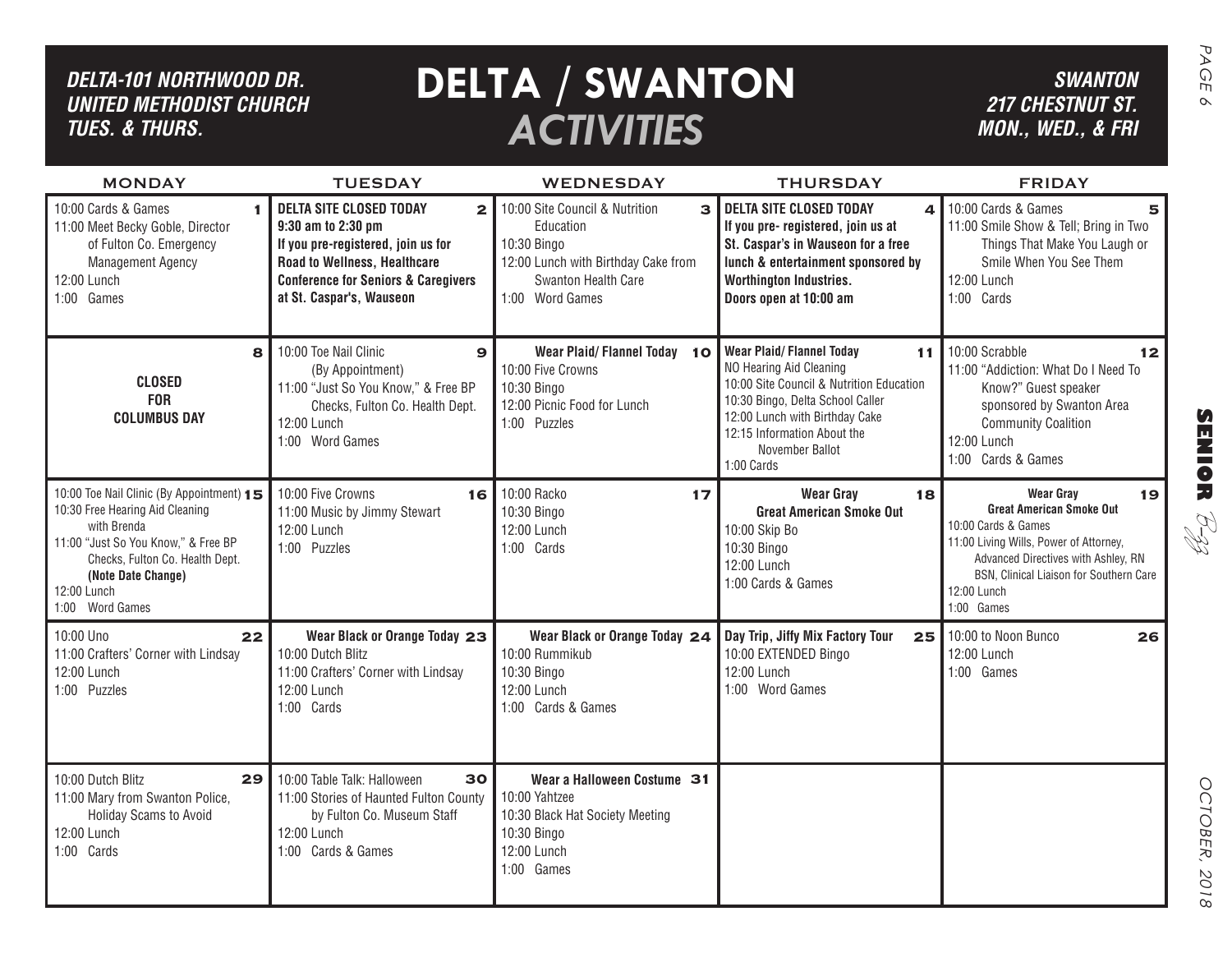*DELTA-101 NORTHWOOD DR.*
*UNITED METHODIST CHURCH*
*TUES. & THURS.*

# DELTA / SWANTON *ACTIVITIES*

*SWANTON*
*217 CHESTNUT ST.*
*MON., WED., & FRI*

| MONDAY | TUESDAY | WEDNESDAY | THURSDAY | FRIDAY |
|---|---|---|---|---|
| **1** 10:00 Cards & Games<br>11:00 Meet Becky Goble, Director of Fulton Co. Emergency Management Agency<br>12:00 Lunch<br>1:00 Games | **2** **DELTA SITE CLOSED TODAY**<br>**9:30 am to 2:30 pm**<br>**If you pre-registered, join us for Road to Wellness, Healthcare Conference for Seniors & Caregivers at St. Caspar's, Wauseon** | **3** 10:00 Site Council & Nutrition Education<br>10:30 Bingo<br>12:00 Lunch with Birthday Cake from Swanton Health Care<br>1:00 Word Games | **4** **DELTA SITE CLOSED TODAY**<br>**If you pre- registered, join us at St. Caspar's in Wauseon for a free lunch & entertainment sponsored by Worthington Industries.**<br>**Doors open at 10:00 am** | **5** 10:00 Cards & Games<br>11:00 Smile Show & Tell; Bring in Two Things That Make You Laugh or Smile When You See Them<br>12:00 Lunch<br>1:00 Cards |
| **8** **CLOSED FOR COLUMBUS DAY** | **9** 10:00 Toe Nail Clinic (By Appointment)<br>11:00 "Just So You Know," & Free BP Checks, Fulton Co. Health Dept.<br>12:00 Lunch<br>1:00 Word Games | **10** **Wear Plaid/ Flannel Today**<br>10:00 Five Crowns<br>10:30 Bingo<br>12:00 Picnic Food for Lunch<br>1:00 Puzzles | **11** **Wear Plaid/ Flannel Today**<br>NO Hearing Aid Cleaning<br>10:00 Site Council & Nutrition Education<br>10:30 Bingo, Delta School Caller<br>12:00 Lunch with Birthday Cake<br>12:15 Information About the November Ballot<br>1:00 Cards | **12** 10:00 Scrabble<br>11:00 "Addiction: What Do I Need To Know?" Guest speaker sponsored by Swanton Area Community Coalition<br>12:00 Lunch<br>1:00 Cards & Games |
| **15** 10:00 Toe Nail Clinic (By Appointment)<br>10:30 Free Hearing Aid Cleaning with Brenda<br>11:00 "Just So You Know," & Free BP Checks, Fulton Co. Health Dept. **(Note Date Change)**<br>12:00 Lunch<br>1:00 Word Games | **16** 10:00 Five Crowns<br>11:00 Music by Jimmy Stewart<br>12:00 Lunch<br>1:00 Puzzles | **17** 10:00 Racko<br>10:30 Bingo<br>12:00 Lunch<br>1:00 Cards | **18** **Wear Gray**<br>**Great American Smoke Out**<br>10:00 Skip Bo<br>10:30 Bingo<br>12:00 Lunch<br>1:00 Cards & Games | **19** **Wear Gray**<br>**Great American Smoke Out**<br>10:00 Cards & Games<br>11:00 Living Wills, Power of Attorney, Advanced Directives with Ashley, RN BSN, Clinical Liaison for Southern Care<br>12:00 Lunch<br>1:00 Games |
| **22** 10:00 Uno<br>11:00 Crafters' Corner with Lindsay<br>12:00 Lunch<br>1:00 Puzzles | **23** **Wear Black or Orange Today**<br>10:00 Dutch Blitz<br>11:00 Crafters' Corner with Lindsay<br>12:00 Lunch<br>1:00 Cards | **24** **Wear Black or Orange Today**<br>10:00 Rummikub<br>10:30 Bingo<br>12:00 Lunch<br>1:00 Cards & Games | **25** **Day Trip, Jiffy Mix Factory Tour**<br>10:00 EXTENDED Bingo<br>12:00 Lunch<br>1:00 Word Games | **26** 10:00 to Noon Bunco<br>12:00 Lunch<br>1:00 Games |
| **29** 10:00 Dutch Blitz<br>11:00 Mary from Swanton Police, Holiday Scams to Avoid<br>12:00 Lunch<br>1:00 Cards | **30** 10:00 Table Talk: Halloween<br>11:00 Stories of Haunted Fulton County by Fulton Co. Museum Staff<br>12:00 Lunch<br>1:00 Cards & Games | **31** **Wear a Halloween Costume**<br>10:00 Yahtzee<br>10:30 Black Hat Society Meeting<br>10:30 Bingo<br>12:00 Lunch<br>1:00 Games | | |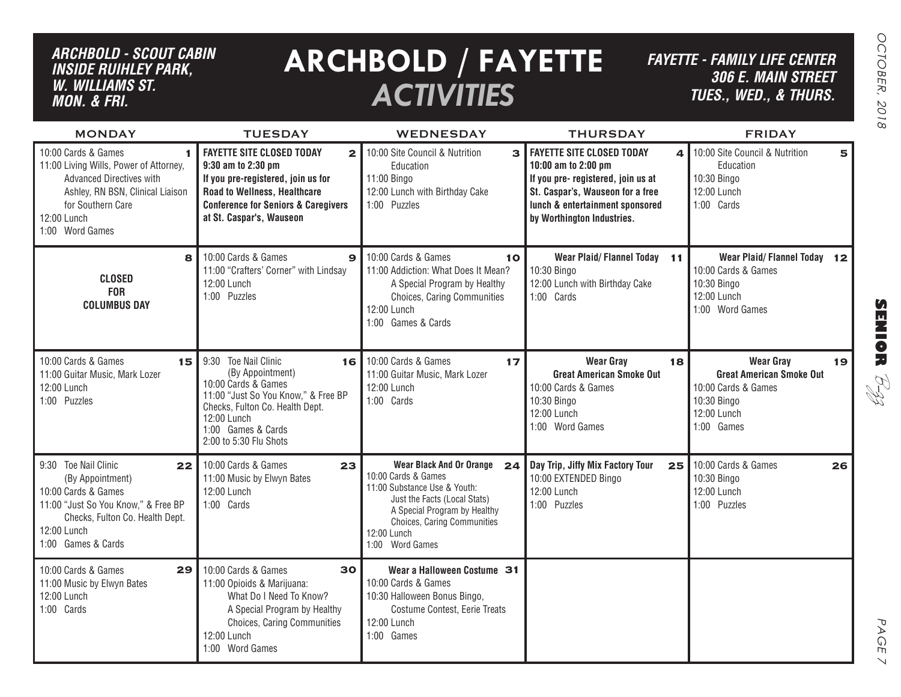# ARCHBOLD / FAYETTE *ACTIVITIES*

***ARCHBOLD - SCOUT CABIN INSIDE RUIHLEY PARK, W. WILLIAMS ST. MON. & FRI.***

***FAYETTE - FAMILY LIFE CENTER 306 E. MAIN STREET TUES., WED., & THURS.***

| MONDAY | TUESDAY | WEDNESDAY | THURSDAY | FRIDAY |
|---|---|---|---|---|
| **1**<br>10:00 Cards & Games<br>11:00 Living Wills, Power of Attorney, Advanced Directives with Ashley, RN BSN, Clinical Liaison for Southern Care<br>12:00 Lunch<br>1:00 Word Games | **2**<br>**FAYETTE SITE CLOSED TODAY 9:30 am to 2:30 pm If you pre-registered, join us for Road to Wellness, Healthcare Conference for Seniors & Caregivers at St. Caspar's, Wauseon** | **3**<br>10:00 Site Council & Nutrition Education<br>11:00 Bingo<br>12:00 Lunch with Birthday Cake<br>1:00 Puzzles | **4**<br>**FAYETTE SITE CLOSED TODAY 10:00 am to 2:00 pm If you pre- registered, join us at St. Caspar's, Wauseon for a free lunch & entertainment sponsored by Worthington Industries.** | **5**<br>10:00 Site Council & Nutrition Education<br>10:30 Bingo<br>12:00 Lunch<br>1:00 Cards |
| **8**<br>**CLOSED FOR COLUMBUS DAY** | **9**<br>10:00 Cards & Games<br>11:00 "Crafters' Corner" with Lindsay<br>12:00 Lunch<br>1:00 Puzzles | **10**<br>10:00 Cards & Games<br>11:00 Addiction: What Does It Mean? A Special Program by Healthy Choices, Caring Communities<br>12:00 Lunch<br>1:00 Games & Cards | **11**<br>**Wear Plaid/ Flannel Today**<br>10:30 Bingo<br>12:00 Lunch with Birthday Cake<br>1:00 Cards | **12**<br>**Wear Plaid/ Flannel Today**<br>10:00 Cards & Games<br>10:30 Bingo<br>12:00 Lunch<br>1:00 Word Games |
| **15**<br>10:00 Cards & Games<br>11:00 Guitar Music, Mark Lozer<br>12:00 Lunch<br>1:00 Puzzles | **16**<br>9:30 Toe Nail Clinic (By Appointment)<br>10:00 Cards & Games<br>11:00 "Just So You Know," & Free BP Checks, Fulton Co. Health Dept.<br>12:00 Lunch<br>1:00 Games & Cards<br>2:00 to 5:30 Flu Shots | **17**<br>10:00 Cards & Games<br>11:00 Guitar Music, Mark Lozer<br>12:00 Lunch<br>1:00 Cards | **18**<br>**Wear Gray Great American Smoke Out**<br>10:00 Cards & Games<br>10:30 Bingo<br>12:00 Lunch<br>1:00 Word Games | **19**<br>**Wear Gray Great American Smoke Out**<br>10:00 Cards & Games<br>10:30 Bingo<br>12:00 Lunch<br>1:00 Games |
| **22**<br>9:30 Toe Nail Clinic (By Appointment)<br>10:00 Cards & Games<br>11:00 "Just So You Know," & Free BP Checks, Fulton Co. Health Dept.<br>12:00 Lunch<br>1:00 Games & Cards | **23**<br>10:00 Cards & Games<br>11:00 Music by Elwyn Bates<br>12:00 Lunch<br>1:00 Cards | **24**<br>**Wear Black And Or Orange**<br>10:00 Cards & Games<br>11:00 Substance Use & Youth: Just the Facts (Local Stats) A Special Program by Healthy Choices, Caring Communities<br>12:00 Lunch<br>1:00 Word Games | **25**<br>**Day Trip, Jiffy Mix Factory Tour**<br>10:00 EXTENDED Bingo<br>12:00 Lunch<br>1:00 Puzzles | **26**<br>10:00 Cards & Games<br>10:30 Bingo<br>12:00 Lunch<br>1:00 Puzzles |
| **29**<br>10:00 Cards & Games<br>11:00 Music by Elwyn Bates<br>12:00 Lunch<br>1:00 Cards | **30**<br>10:00 Cards & Games<br>11:00 Opioids & Marijuana: What Do I Need To Know? A Special Program by Healthy Choices, Caring Communities<br>12:00 Lunch<br>1:00 Word Games | **31**<br>**Wear a Halloween Costume**<br>10:00 Cards & Games<br>10:30 Halloween Bonus Bingo, Costume Contest, Eerie Treats<br>12:00 Lunch<br>1:00 Games | | |